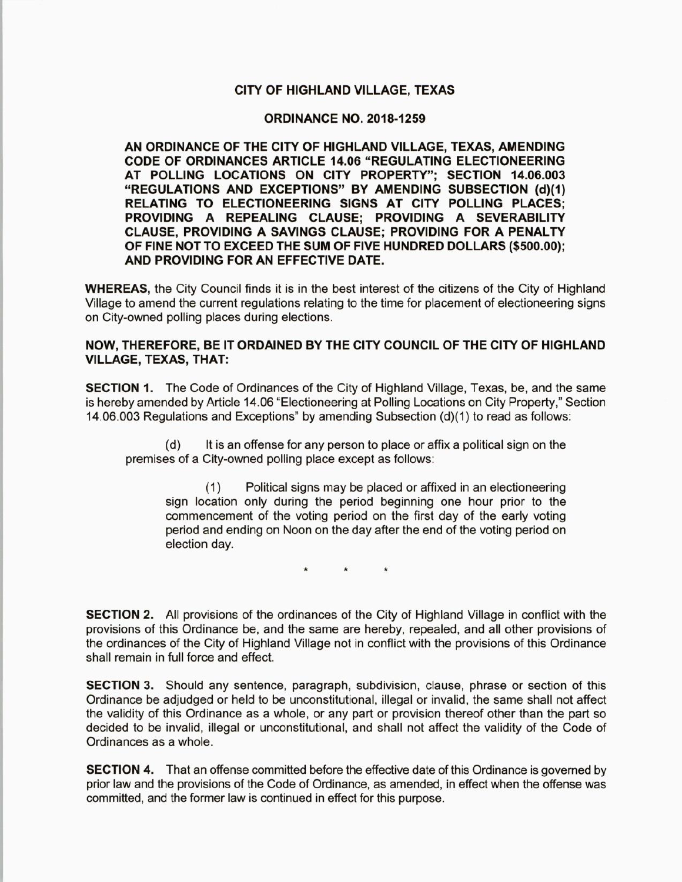# CITY OF HIGHLAND VILLAGE, TEXAS

## ORDINANCE NO. 2018-1259

**AN ORDINANCE OF THE CITY OF HIGHLAND VILLAGE, TEXAS, AMENDING CODE OF ORDINANCES ARTICLE 14.06 "REGULATING ELECTIONEERING AT POLLING LOCATIONS ON CITY PROPERTY"; SECTION 14.06.003 "REGULATIONS AND EXCEPTIONS" BY AMENDING SUBSECTION (d)(1) RELATING TO ELECTIONEERING SIGNS AT CITY POLLING PLACES; PROVIDING A REPEALING CLAUSE; PROVIDING A SEVERABILITY CLAUSE, PROVIDING A SAVINGS CLAUSE; PROVIDING FOR A PENALTY OF FINE NOT TO EXCEED THE SUM OF FIVE HUNDRED DOLLARS ($500.00); AND PROVIDING FOR AN EFFECTIVE DATE.**

**WHEREAS,** the City Council finds it is in the best interest of the citizens of the City of Highland Village to amend the current regulations relating to the time for placement of electioneering signs on City-owned polling places during elections.

**NOW, THEREFORE, BE IT ORDAINED BY THE CITY COUNCIL OF THE CITY OF HIGHLAND VILLAGE, TEXAS, THAT:**

**SECTION 1.** The Code of Ordinances of the City of Highland Village, Texas, be, and the same is hereby amended by Article 14.06 "Electioneering at Polling Locations on City Property," Section 14.06.003 Regulations and Exceptions" by amending Subsection (d)(1) to read as follows:

> (d) It is an offense for any person to place or affix a political sign on the premises of a City-owned polling place except as follows:
>
> > (1) Political signs may be placed or affixed in an electioneering sign location only during the period beginning one hour prior to the commencement of the voting period on the first day of the early voting period and ending on Noon on the day after the end of the voting period on election day.

\* \* \*

**SECTION 2.** All provisions of the ordinances of the City of Highland Village in conflict with the provisions of this Ordinance be, and the same are hereby, repealed, and all other provisions of the ordinances of the City of Highland Village not in conflict with the provisions of this Ordinance shall remain in full force and effect.

**SECTION 3.** Should any sentence, paragraph, subdivision, clause, phrase or section of this Ordinance be adjudged or held to be unconstitutional, illegal or invalid, the same shall not affect the validity of this Ordinance as a whole, or any part or provision thereof other than the part so decided to be invalid, illegal or unconstitutional, and shall not affect the validity of the Code of Ordinances as a whole.

**SECTION 4.** That an offense committed before the effective date of this Ordinance is governed by prior law and the provisions of the Code of Ordinance, as amended, in effect when the offense was committed, and the former law is continued in effect for this purpose.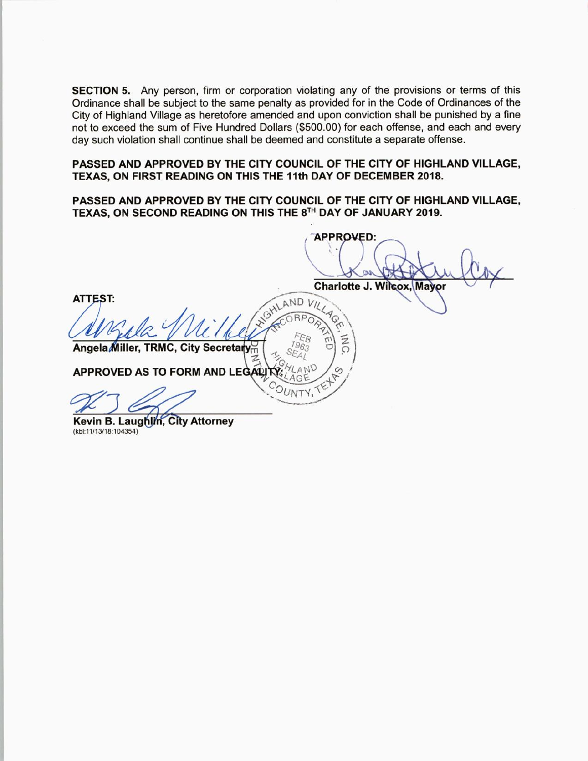**SECTION 5.** Any person, firm or corporation violating any of the provisions or terms of this Ordinance shall be subject to the same penalty as provided for in the Code of Ordinances of the City of Highland Village as heretofore amended and upon conviction shall be punished by a fine not to exceed the sum of Five Hundred Dollars ($500.00) for each offense, and each and every day such violation shall continue shall be deemed and constitute a separate offense.

**PASSED AND APPROVED BY THE CITY COUNCIL OF THE CITY OF HIGHLAND VILLAGE, TEXAS, ON FIRST READING ON THIS THE 11th DAY OF DECEMBER 2018.**

**PASSED AND APPROVED BY THE CITY COUNCIL OF THE CITY OF HIGHLAND VILLAGE, TEXAS, ON SECOND READING ON THIS THE 8TH DAY OF JANUARY 2019.**

**APPROVED:**

**Charlotte J. Wilcox, Mayor**

**ATTEST:**

**Angela Miller, TRMC, City Secretary**

**APPROVED AS TO FORM AND LEGALITY:**

**Kevin B. Laughlin, City Attorney**
(kbl:11/13/18:104354)